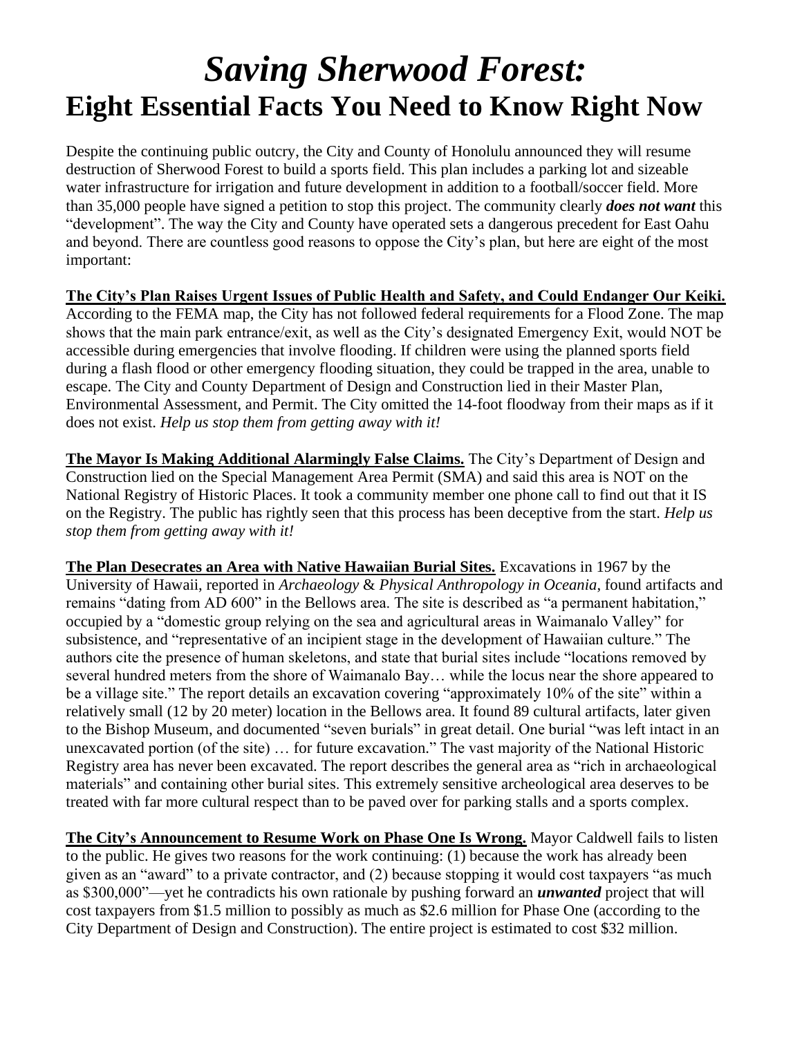# *Saving Sherwood Forest:*
## Eight Essential Facts You Need to Know Right Now

Despite the continuing public outcry, the City and County of Honolulu announced they will resume destruction of Sherwood Forest to build a sports field. This plan includes a parking lot and sizeable water infrastructure for irrigation and future development in addition to a football/soccer field. More than 35,000 people have signed a petition to stop this project. The community clearly ***does not want*** this "development". The way the City and County have operated sets a dangerous precedent for East Oahu and beyond. There are countless good reasons to oppose the City's plan, but here are eight of the most important:

**The City's Plan Raises Urgent Issues of Public Health and Safety, and Could Endanger Our Keiki.** According to the FEMA map, the City has not followed federal requirements for a Flood Zone. The map shows that the main park entrance/exit, as well as the City's designated Emergency Exit, would NOT be accessible during emergencies that involve flooding. If children were using the planned sports field during a flash flood or other emergency flooding situation, they could be trapped in the area, unable to escape. The City and County Department of Design and Construction lied in their Master Plan, Environmental Assessment, and Permit. The City omitted the 14-foot floodway from their maps as if it does not exist. *Help us stop them from getting away with it!*

**The Mayor Is Making Additional Alarmingly False Claims.** The City's Department of Design and Construction lied on the Special Management Area Permit (SMA) and said this area is NOT on the National Registry of Historic Places. It took a community member one phone call to find out that it IS on the Registry. The public has rightly seen that this process has been deceptive from the start. *Help us stop them from getting away with it!*

**The Plan Desecrates an Area with Native Hawaiian Burial Sites.** Excavations in 1967 by the University of Hawaii, reported in *Archaeology* & *Physical Anthropology in Oceania*, found artifacts and remains "dating from AD 600" in the Bellows area. The site is described as "a permanent habitation," occupied by a "domestic group relying on the sea and agricultural areas in Waimanalo Valley" for subsistence, and "representative of an incipient stage in the development of Hawaiian culture." The authors cite the presence of human skeletons, and state that burial sites include "locations removed by several hundred meters from the shore of Waimanalo Bay… while the locus near the shore appeared to be a village site." The report details an excavation covering "approximately 10% of the site" within a relatively small (12 by 20 meter) location in the Bellows area. It found 89 cultural artifacts, later given to the Bishop Museum, and documented "seven burials" in great detail. One burial "was left intact in an unexcavated portion (of the site) … for future excavation." The vast majority of the National Historic Registry area has never been excavated. The report describes the general area as "rich in archaeological materials" and containing other burial sites. This extremely sensitive archeological area deserves to be treated with far more cultural respect than to be paved over for parking stalls and a sports complex.

**The City's Announcement to Resume Work on Phase One Is Wrong.** Mayor Caldwell fails to listen to the public. He gives two reasons for the work continuing: (1) because the work has already been given as an "award" to a private contractor, and (2) because stopping it would cost taxpayers "as much as $300,000"—yet he contradicts his own rationale by pushing forward an ***unwanted*** project that will cost taxpayers from $1.5 million to possibly as much as $2.6 million for Phase One (according to the City Department of Design and Construction). The entire project is estimated to cost $32 million.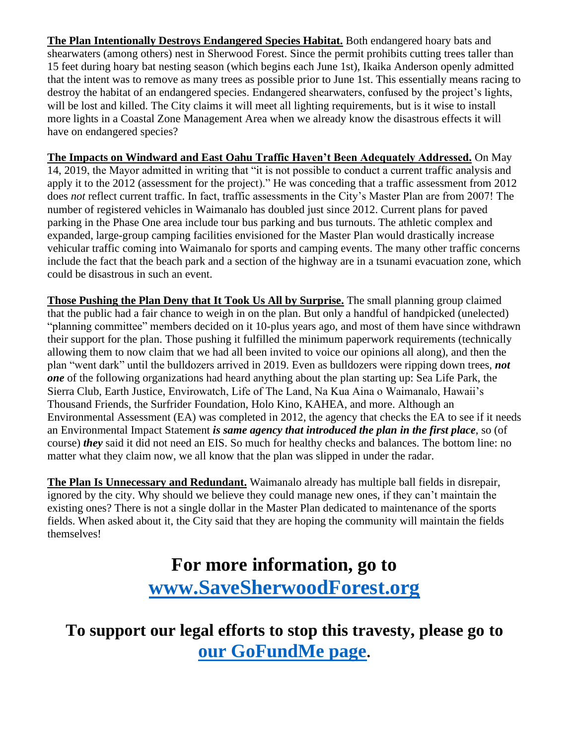**The Plan Intentionally Destroys Endangered Species Habitat.** Both endangered hoary bats and shearwaters (among others) nest in Sherwood Forest. Since the permit prohibits cutting trees taller than 15 feet during hoary bat nesting season (which begins each June 1st), Ikaika Anderson openly admitted that the intent was to remove as many trees as possible prior to June 1st. This essentially means racing to destroy the habitat of an endangered species. Endangered shearwaters, confused by the project's lights, will be lost and killed. The City claims it will meet all lighting requirements, but is it wise to install more lights in a Coastal Zone Management Area when we already know the disastrous effects it will have on endangered species?

**The Impacts on Windward and East Oahu Traffic Haven't Been Adequately Addressed.** On May 14, 2019, the Mayor admitted in writing that "it is not possible to conduct a current traffic analysis and apply it to the 2012 (assessment for the project)." He was conceding that a traffic assessment from 2012 does *not* reflect current traffic. In fact, traffic assessments in the City's Master Plan are from 2007! The number of registered vehicles in Waimanalo has doubled just since 2012. Current plans for paved parking in the Phase One area include tour bus parking and bus turnouts. The athletic complex and expanded, large-group camping facilities envisioned for the Master Plan would drastically increase vehicular traffic coming into Waimanalo for sports and camping events. The many other traffic concerns include the fact that the beach park and a section of the highway are in a tsunami evacuation zone, which could be disastrous in such an event.

**Those Pushing the Plan Deny that It Took Us All by Surprise.** The small planning group claimed that the public had a fair chance to weigh in on the plan. But only a handful of handpicked (unelected) "planning committee" members decided on it 10-plus years ago, and most of them have since withdrawn their support for the plan. Those pushing it fulfilled the minimum paperwork requirements (technically allowing them to now claim that we had all been invited to voice our opinions all along), and then the plan "went dark" until the bulldozers arrived in 2019. Even as bulldozers were ripping down trees, ***not one*** of the following organizations had heard anything about the plan starting up: Sea Life Park, the Sierra Club, Earth Justice, Envirowatch, Life of The Land, Na Kua Aina o Waimanalo, Hawaii's Thousand Friends, the Surfrider Foundation, Holo Kino, KAHEA, and more. Although an Environmental Assessment (EA) was completed in 2012, the agency that checks the EA to see if it needs an Environmental Impact Statement ***is same agency that introduced the plan in the first place***, so (of course) ***they*** said it did not need an EIS. So much for healthy checks and balances. The bottom line: no matter what they claim now, we all know that the plan was slipped in under the radar.

**The Plan Is Unnecessary and Redundant.** Waimanalo already has multiple ball fields in disrepair, ignored by the city. Why should we believe they could manage new ones, if they can't maintain the existing ones? There is not a single dollar in the Master Plan dedicated to maintenance of the sports fields. When asked about it, the City said that they are hoping the community will maintain the fields themselves!

## For more information, go to [www.SaveSherwoodForest.org](www.SaveSherwoodForest.org)

## To support our legal efforts to stop this travesty, please go to [our GoFundMe page](our GoFundMe page).